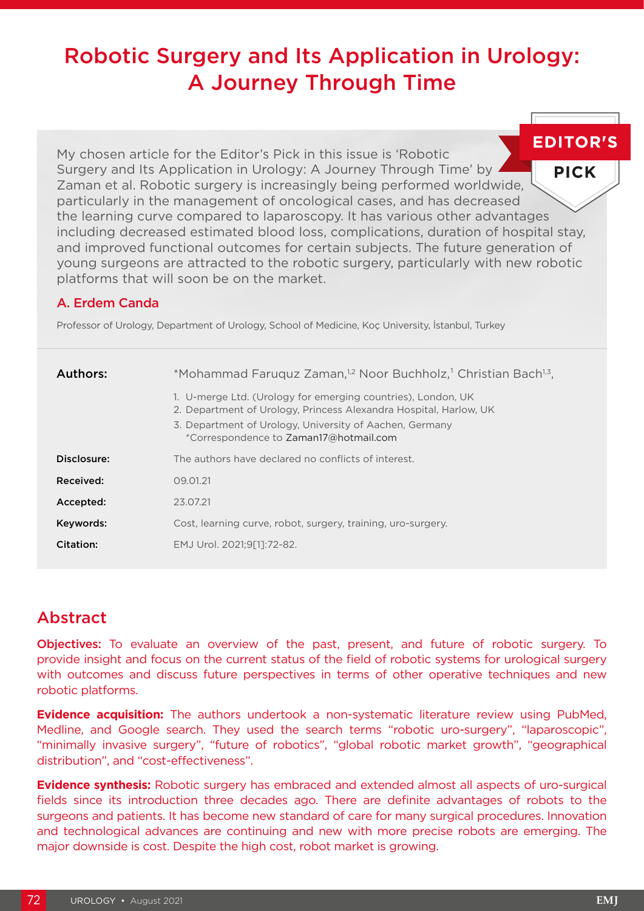# Robotic Surgery and Its Application in Urology: A Journey Through Time

**EDITOR'S PICK**

My chosen article for the Editor's Pick in this issue is 'Robotic Surgery and Its Application in Urology: A Journey Through Time' by Zaman et al. Robotic surgery is increasingly being performed worldwide, particularly in the management of oncological cases, and has decreased the learning curve compared to laparoscopy. It has various other advantages including decreased estimated blood loss, complications, duration of hospital stay, and improved functional outcomes for certain subjects. The future generation of young surgeons are attracted to the robotic surgery, particularly with new robotic platforms that will soon be on the market.

**A. Erdem Canda**

Professor of Urology, Department of Urology, School of Medicine, Koç University, İstanbul, Turkey

**Authors:** *Mohammad Faruquz Zaman,[1,2] Noor Buchholz,[1] Christian Bach[1,3],

1. U-merge Ltd. (Urology for emerging countries), London, UK
2. Department of Urology, Princess Alexandra Hospital, Harlow, UK
3. Department of Urology, University of Aachen, Germany

*Correspondence to Zaman17@hotmail.com

**Disclosure:** The authors have declared no conflicts of interest.

**Received:** 09.01.21

**Accepted:** 23.07.21

**Keywords:** Cost, learning curve, robot, surgery, training, uro-surgery.

**Citation:** EMJ Urol. 2021;9[1]:72-82.

## Abstract

**Objectives:** To evaluate an overview of the past, present, and future of robotic surgery. To provide insight and focus on the current status of the field of robotic systems for urological surgery with outcomes and discuss future perspectives in terms of other operative techniques and new robotic platforms.

**Evidence acquisition:** The authors undertook a non-systematic literature review using PubMed, Medline, and Google search. They used the search terms "robotic uro-surgery", "laparoscopic", "minimally invasive surgery", "future of robotics", "global robotic market growth", "geographical distribution", and "cost-effectiveness".

**Evidence synthesis:** Robotic surgery has embraced and extended almost all aspects of uro-surgical fields since its introduction three decades ago. There are definite advantages of robots to the surgeons and patients. It has become new standard of care for many surgical procedures. Innovation and technological advances are continuing and new with more precise robots are emerging. The major downside is cost. Despite the high cost, robot market is growing.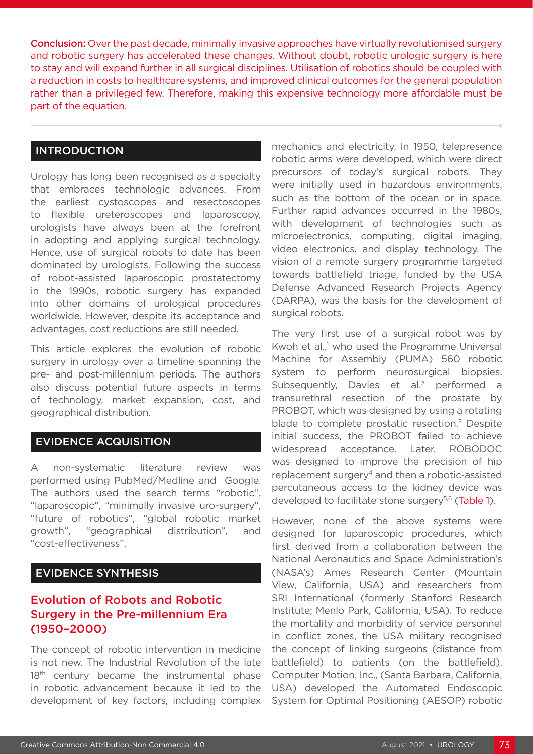**Conclusion:** Over the past decade, minimally invasive approaches have virtually revolutionised surgery and robotic surgery has accelerated these changes. Without doubt, robotic urologic surgery is here to stay and will expand further in all surgical disciplines. Utilisation of robotics should be coupled with a reduction in costs to healthcare systems, and improved clinical outcomes for the general population rather than a privileged few. Therefore, making this expensive technology more affordable must be part of the equation.

## INTRODUCTION

Urology has long been recognised as a specialty that embraces technologic advances. From the earliest cystoscopes and resectoscopes to flexible ureteroscopes and laparoscopy, urologists have always been at the forefront in adopting and applying surgical technology. Hence, use of surgical robots to date has been dominated by urologists. Following the success of robot-assisted laparoscopic prostatectomy in the 1990s, robotic surgery has expanded into other domains of urological procedures worldwide. However, despite its acceptance and advantages, cost reductions are still needed.

This article explores the evolution of robotic surgery in urology over a timeline spanning the pre- and post-millennium periods. The authors also discuss potential future aspects in terms of technology, market expansion, cost, and geographical distribution.

## EVIDENCE ACQUISITION

A non-systematic literature review was performed using PubMed/Medline and Google. The authors used the search terms "robotic", "laparoscopic", "minimally invasive uro-surgery", "future of robotics", "global robotic market growth", "geographical distribution", and "cost-effectiveness".

## EVIDENCE SYNTHESIS

### Evolution of Robots and Robotic Surgery in the Pre-millennium Era (1950–2000)

The concept of robotic intervention in medicine is not new. The Industrial Revolution of the late 18th century became the instrumental phase in robotic advancement because it led to the development of key factors, including complex mechanics and electricity. In 1950, telepresence robotic arms were developed, which were direct precursors of today's surgical robots. They were initially used in hazardous environments, such as the bottom of the ocean or in space. Further rapid advances occurred in the 1980s, with development of technologies such as microelectronics, computing, digital imaging, video electronics, and display technology. The vision of a remote surgery programme targeted towards battlefield triage, funded by the USA Defense Advanced Research Projects Agency (DARPA), was the basis for the development of surgical robots.

The very first use of a surgical robot was by Kwoh et al.,[1] who used the Programme Universal Machine for Assembly (PUMA) 560 robotic system to perform neurosurgical biopsies. Subsequently, Davies et al.[2] performed a transurethral resection of the prostate by PROBOT, which was designed by using a rotating blade to complete prostatic resection.[3] Despite initial success, the PROBOT failed to achieve widespread acceptance. Later, ROBODOC was designed to improve the precision of hip replacement surgery[4] and then a robotic-assisted percutaneous access to the kidney device was developed to facilitate stone surgery[5,6] (Table 1).

However, none of the above systems were designed for laparoscopic procedures, which first derived from a collaboration between the National Aeronautics and Space Administration's (NASA's) Ames Research Center (Mountain View, California, USA) and researchers from SRI International (formerly Stanford Research Institute; Menlo Park, California, USA). To reduce the mortality and morbidity of service personnel in conflict zones, the USA military recognised the concept of linking surgeons (distance from battlefield) to patients (on the battlefield). Computer Motion, Inc., (Santa Barbara, California, USA) developed the Automated Endoscopic System for Optimal Positioning (AESOP) robotic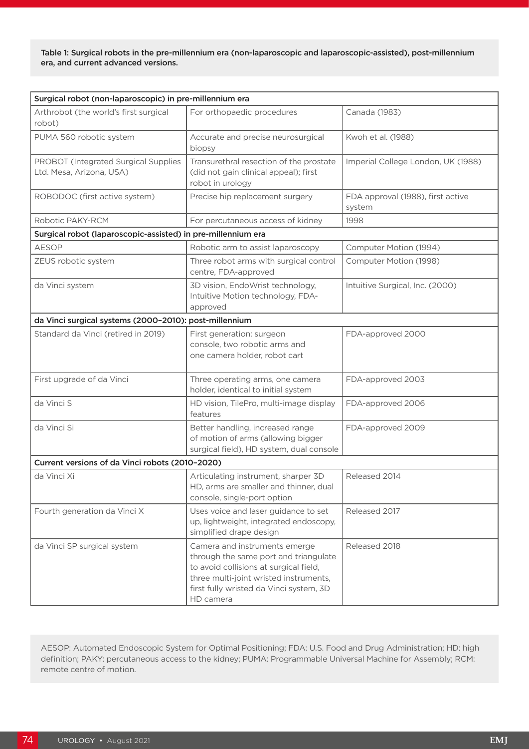**Table 1: Surgical robots in the pre-millennium era (non-laparoscopic and laparoscopic-assisted), post-millennium era, and current advanced versions.**

| Surgical robot (non-laparoscopic) in pre-millennium era | | |
|---|---|---|
| Arthrobot (the world's first surgical robot) | For orthopaedic procedures | Canada (1983) |
| PUMA 560 robotic system | Accurate and precise neurosurgical biopsy | Kwoh et al. (1988) |
| PROBOT (Integrated Surgical Supplies Ltd. Mesa, Arizona, USA) | Transurethral resection of the prostate (did not gain clinical appeal); first robot in urology | Imperial College London, UK (1988) |
| ROBODOC (first active system) | Precise hip replacement surgery | FDA approval (1988), first active system |
| Robotic PAKY-RCM | For percutaneous access of kidney | 1998 |
| **Surgical robot (laparoscopic-assisted) in pre-millennium era** | | |
| AESOP | Robotic arm to assist laparoscopy | Computer Motion (1994) |
| ZEUS robotic system | Three robot arms with surgical control centre, FDA-approved | Computer Motion (1998) |
| da Vinci system | 3D vision, EndoWrist technology, Intuitive Motion technology, FDA-approved | Intuitive Surgical, Inc. (2000) |
| **da Vinci surgical systems (2000–2010): post-millennium** | | |
| Standard da Vinci (retired in 2019) | First generation: surgeon console, two robotic arms and one camera holder, robot cart | FDA-approved 2000 |
| First upgrade of da Vinci | Three operating arms, one camera holder, identical to initial system | FDA-approved 2003 |
| da Vinci S | HD vision, TilePro, multi-image display features | FDA-approved 2006 |
| da Vinci Si | Better handling, increased range of motion of arms (allowing bigger surgical field), HD system, dual console | FDA-approved 2009 |
| **Current versions of da Vinci robots (2010–2020)** | | |
| da Vinci Xi | Articulating instrument, sharper 3D HD, arms are smaller and thinner, dual console, single-port option | Released 2014 |
| Fourth generation da Vinci X | Uses voice and laser guidance to set up, lightweight, integrated endoscopy, simplified drape design | Released 2017 |
| da Vinci SP surgical system | Camera and instruments emerge through the same port and triangulate to avoid collisions at surgical field, three multi-joint wristed instruments, first fully wristed da Vinci system, 3D HD camera | Released 2018 |

AESOP: Automated Endoscopic System for Optimal Positioning; FDA: U.S. Food and Drug Administration; HD: high definition; PAKY: percutaneous access to the kidney; PUMA: Programmable Universal Machine for Assembly; RCM: remote centre of motion.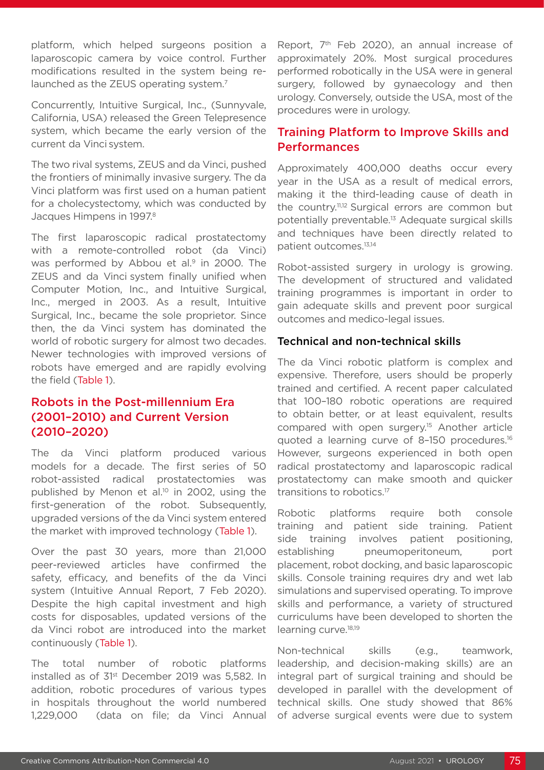platform, which helped surgeons position a laparoscopic camera by voice control. Further modifications resulted in the system being re-launched as the ZEUS operating system.[7]

Concurrently, Intuitive Surgical, Inc., (Sunnyvale, California, USA) released the Green Telepresence system, which became the early version of the current da Vinci system.

The two rival systems, ZEUS and da Vinci, pushed the frontiers of minimally invasive surgery. The da Vinci platform was first used on a human patient for a cholecystectomy, which was conducted by Jacques Himpens in 1997.[8]

The first laparoscopic radical prostatectomy with a remote-controlled robot (da Vinci) was performed by Abbou et al.[9] in 2000. The ZEUS and da Vinci system finally unified when Computer Motion, Inc., and Intuitive Surgical, Inc., merged in 2003. As a result, Intuitive Surgical, Inc., became the sole proprietor. Since then, the da Vinci system has dominated the world of robotic surgery for almost two decades. Newer technologies with improved versions of robots have emerged and are rapidly evolving the field (Table 1).

## Robots in the Post-millennium Era (2001–2010) and Current Version (2010–2020)

The da Vinci platform produced various models for a decade. The first series of 50 robot-assisted radical prostatectomies was published by Menon et al.[10] in 2002, using the first-generation of the robot. Subsequently, upgraded versions of the da Vinci system entered the market with improved technology (Table 1).

Over the past 30 years, more than 21,000 peer-reviewed articles have confirmed the safety, efficacy, and benefits of the da Vinci system (Intuitive Annual Report, 7 Feb 2020). Despite the high capital investment and high costs for disposables, updated versions of the da Vinci robot are introduced into the market continuously (Table 1).

The total number of robotic platforms installed as of 31st December 2019 was 5,582. In addition, robotic procedures of various types in hospitals throughout the world numbered 1,229,000 (data on file; da Vinci Annual Report, 7th Feb 2020), an annual increase of approximately 20%. Most surgical procedures performed robotically in the USA were in general surgery, followed by gynaecology and then urology. Conversely, outside the USA, most of the procedures were in urology.

## Training Platform to Improve Skills and Performances

Approximately 400,000 deaths occur every year in the USA as a result of medical errors, making it the third-leading cause of death in the country.[11,12] Surgical errors are common but potentially preventable.[13] Adequate surgical skills and techniques have been directly related to patient outcomes.[13,14]

Robot-assisted surgery in urology is growing. The development of structured and validated training programmes is important in order to gain adequate skills and prevent poor surgical outcomes and medico-legal issues.

### Technical and non-technical skills

The da Vinci robotic platform is complex and expensive. Therefore, users should be properly trained and certified. A recent paper calculated that 100–180 robotic operations are required to obtain better, or at least equivalent, results compared with open surgery.[15] Another article quoted a learning curve of 8–150 procedures.[16] However, surgeons experienced in both open radical prostatectomy and laparoscopic radical prostatectomy can make smooth and quicker transitions to robotics.[17]

Robotic platforms require both console training and patient side training. Patient side training involves patient positioning, establishing pneumoperitoneum, port placement, robot docking, and basic laparoscopic skills. Console training requires dry and wet lab simulations and supervised operating. To improve skills and performance, a variety of structured curriculums have been developed to shorten the learning curve.[18,19]

Non-technical skills (e.g., teamwork, leadership, and decision-making skills) are an integral part of surgical training and should be developed in parallel with the development of technical skills. One study showed that 86% of adverse surgical events were due to system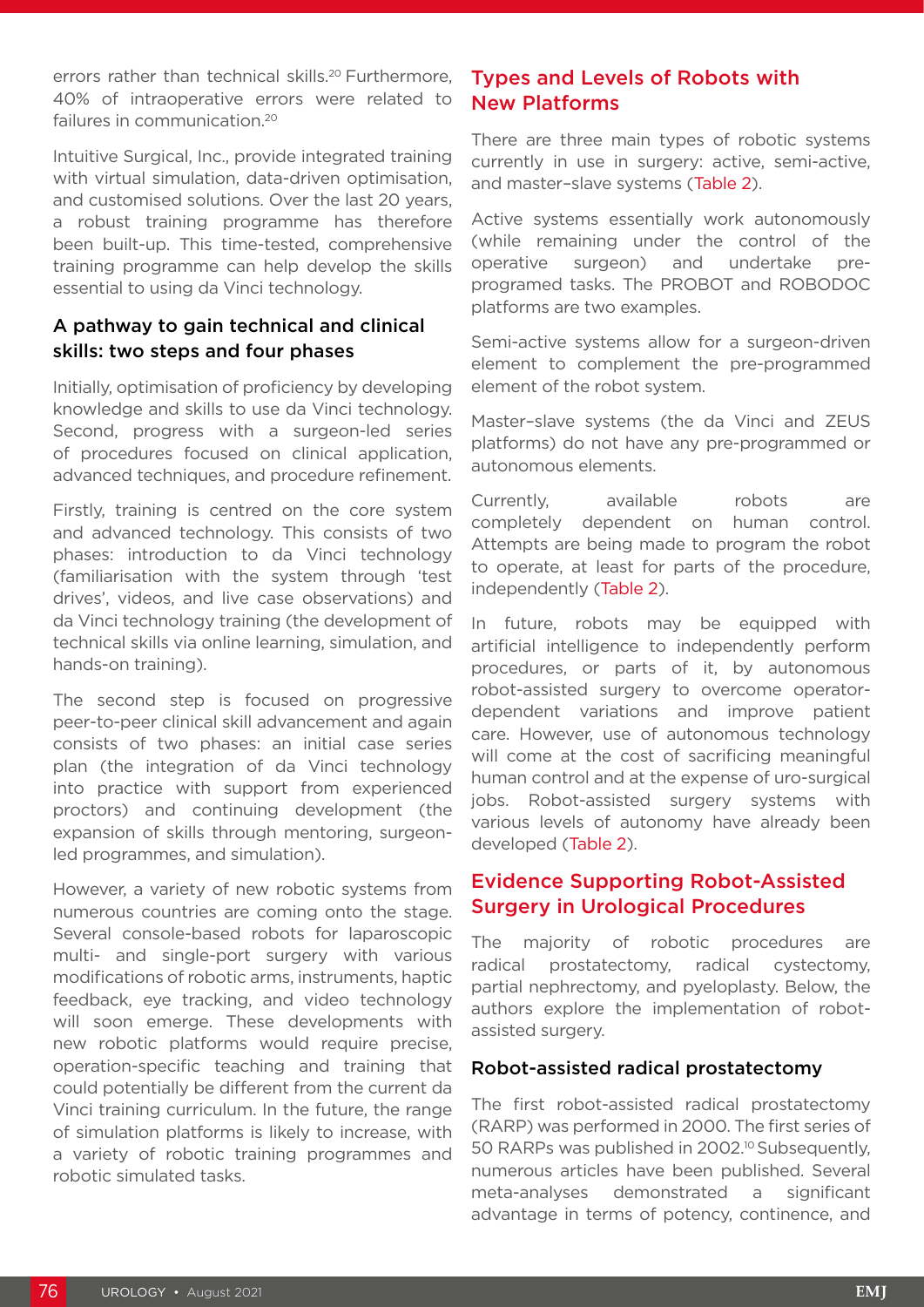errors rather than technical skills.[20] Furthermore, 40% of intraoperative errors were related to failures in communication.[20]

Intuitive Surgical, Inc., provide integrated training with virtual simulation, data-driven optimisation, and customised solutions. Over the last 20 years, a robust training programme has therefore been built-up. This time-tested, comprehensive training programme can help develop the skills essential to using da Vinci technology.

### A pathway to gain technical and clinical skills: two steps and four phases

Initially, optimisation of proficiency by developing knowledge and skills to use da Vinci technology. Second, progress with a surgeon-led series of procedures focused on clinical application, advanced techniques, and procedure refinement.

Firstly, training is centred on the core system and advanced technology. This consists of two phases: introduction to da Vinci technology (familiarisation with the system through 'test drives', videos, and live case observations) and da Vinci technology training (the development of technical skills via online learning, simulation, and hands-on training).

The second step is focused on progressive peer-to-peer clinical skill advancement and again consists of two phases: an initial case series plan (the integration of da Vinci technology into practice with support from experienced proctors) and continuing development (the expansion of skills through mentoring, surgeon-led programmes, and simulation).

However, a variety of new robotic systems from numerous countries are coming onto the stage. Several console-based robots for laparoscopic multi- and single-port surgery with various modifications of robotic arms, instruments, haptic feedback, eye tracking, and video technology will soon emerge. These developments with new robotic platforms would require precise, operation-specific teaching and training that could potentially be different from the current da Vinci training curriculum. In the future, the range of simulation platforms is likely to increase, with a variety of robotic training programmes and robotic simulated tasks.

## Types and Levels of Robots with New Platforms

There are three main types of robotic systems currently in use in surgery: active, semi-active, and master–slave systems (Table 2).

Active systems essentially work autonomously (while remaining under the control of the operative surgeon) and undertake pre-programed tasks. The PROBOT and ROBODOC platforms are two examples.

Semi-active systems allow for a surgeon-driven element to complement the pre-programmed element of the robot system.

Master–slave systems (the da Vinci and ZEUS platforms) do not have any pre-programmed or autonomous elements.

Currently, available robots are completely dependent on human control. Attempts are being made to program the robot to operate, at least for parts of the procedure, independently (Table 2).

In future, robots may be equipped with artificial intelligence to independently perform procedures, or parts of it, by autonomous robot-assisted surgery to overcome operator-dependent variations and improve patient care. However, use of autonomous technology will come at the cost of sacrificing meaningful human control and at the expense of uro-surgical jobs. Robot-assisted surgery systems with various levels of autonomy have already been developed (Table 2).

## Evidence Supporting Robot-Assisted Surgery in Urological Procedures

The majority of robotic procedures are radical prostatectomy, radical cystectomy, partial nephrectomy, and pyeloplasty. Below, the authors explore the implementation of robot-assisted surgery.

### Robot-assisted radical prostatectomy

The first robot-assisted radical prostatectomy (RARP) was performed in 2000. The first series of 50 RARPs was published in 2002.[10] Subsequently, numerous articles have been published. Several meta-analyses demonstrated a significant advantage in terms of potency, continence, and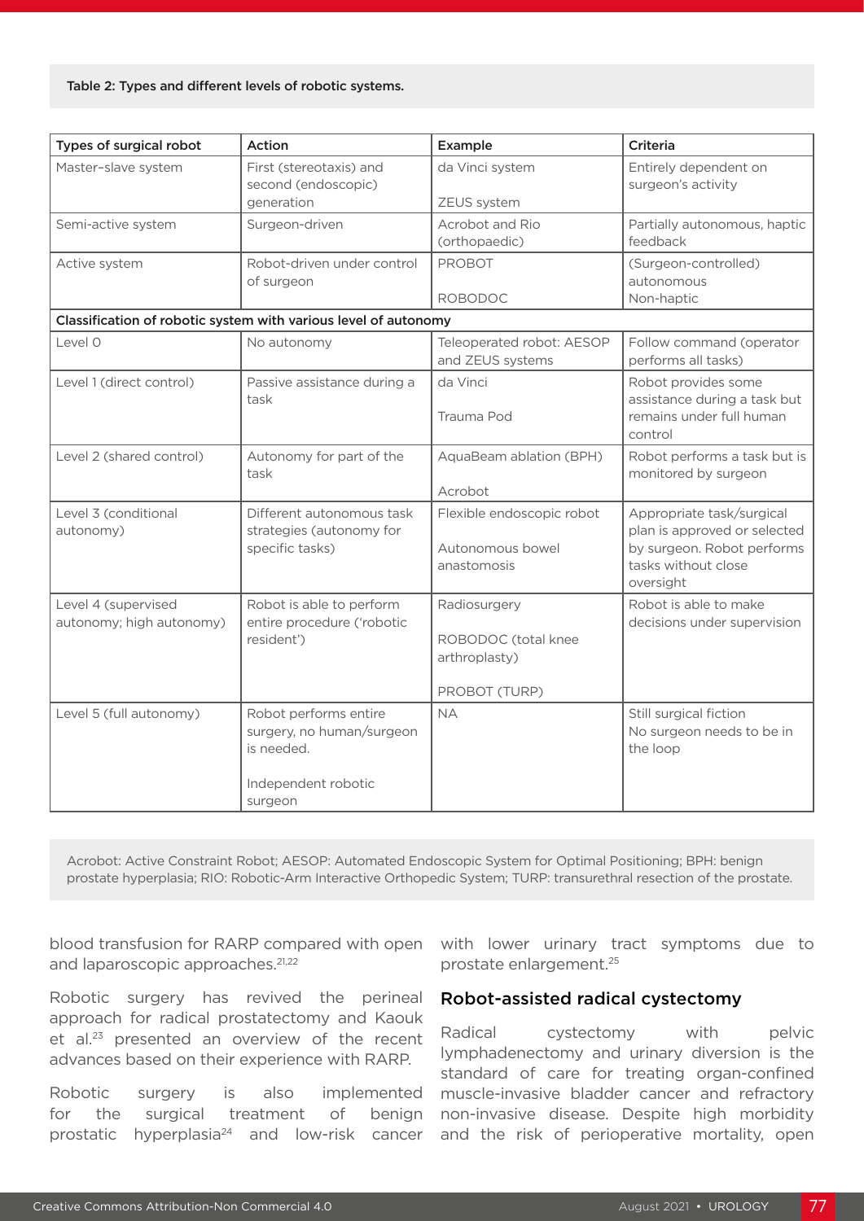Table 2: Types and different levels of robotic systems.

| Types of surgical robot | Action | Example | Criteria |
|---|---|---|---|
| Master–slave system | First (stereotaxis) and second (endoscopic) generation | da Vinci system<br><br>ZEUS system | Entirely dependent on surgeon's activity |
| Semi-active system | Surgeon-driven | Acrobot and Rio (orthopaedic) | Partially autonomous, haptic feedback |
| Active system | Robot-driven under control of surgeon | PROBOT<br><br>ROBODOC | (Surgeon-controlled) autonomous<br>Non-haptic |
| **Classification of robotic system with various level of autonomy** | | | |
| Level 0 | No autonomy | Teleoperated robot: AESOP and ZEUS systems | Follow command (operator performs all tasks) |
| Level 1 (direct control) | Passive assistance during a task | da Vinci<br><br>Trauma Pod | Robot provides some assistance during a task but remains under full human control |
| Level 2 (shared control) | Autonomy for part of the task | AquaBeam ablation (BPH)<br><br>Acrobot | Robot performs a task but is monitored by surgeon |
| Level 3 (conditional autonomy) | Different autonomous task strategies (autonomy for specific tasks) | Flexible endoscopic robot<br><br>Autonomous bowel anastomosis | Appropriate task/surgical plan is approved or selected by surgeon. Robot performs tasks without close oversight |
| Level 4 (supervised autonomy; high autonomy) | Robot is able to perform entire procedure ('robotic resident') | Radiosurgery<br><br>ROBODOC (total knee arthroplasty)<br><br>PROBOT (TURP) | Robot is able to make decisions under supervision |
| Level 5 (full autonomy) | Robot performs entire surgery, no human/surgeon is needed.<br><br>Independent robotic surgeon | NA | Still surgical fiction<br>No surgeon needs to be in the loop |

Acrobot: Active Constraint Robot; AESOP: Automated Endoscopic System for Optimal Positioning; BPH: benign prostate hyperplasia; RIO: Robotic-Arm Interactive Orthopedic System; TURP: transurethral resection of the prostate.

blood transfusion for RARP compared with open and laparoscopic approaches.[21,22]

Robotic surgery has revived the perineal approach for radical prostatectomy and Kaouk et al.[23] presented an overview of the recent advances based on their experience with RARP.

Robotic surgery is also implemented for the surgical treatment of benign prostatic hyperplasia[24] and low-risk cancer with lower urinary tract symptoms due to prostate enlargement.[25]

## Robot-assisted radical cystectomy

Radical cystectomy with pelvic lymphadenectomy and urinary diversion is the standard of care for treating organ-confined muscle-invasive bladder cancer and refractory non-invasive disease. Despite high morbidity and the risk of perioperative mortality, open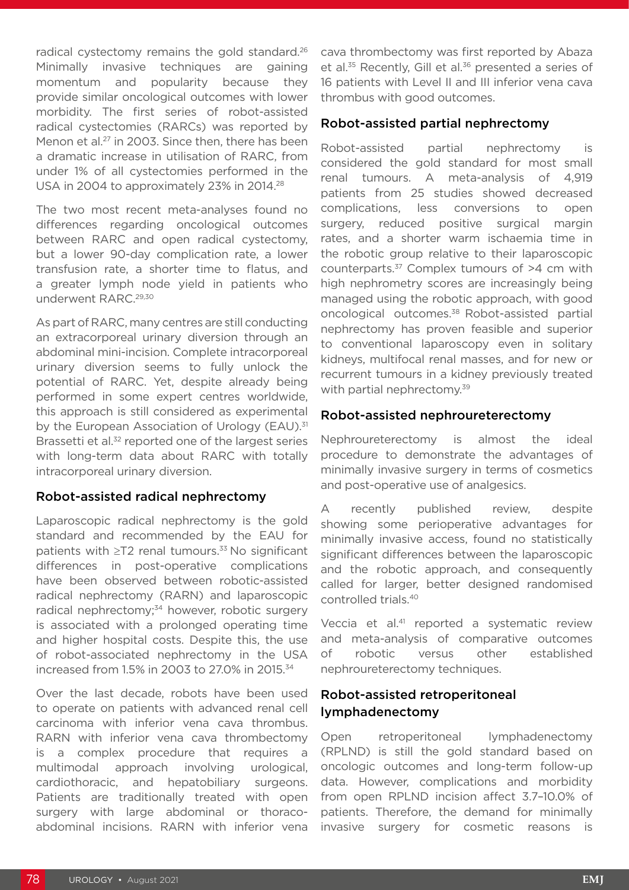radical cystectomy remains the gold standard.[26] Minimally invasive techniques are gaining momentum and popularity because they provide similar oncological outcomes with lower morbidity. The first series of robot-assisted radical cystectomies (RARCs) was reported by Menon et al.[27] in 2003. Since then, there has been a dramatic increase in utilisation of RARC, from under 1% of all cystectomies performed in the USA in 2004 to approximately 23% in 2014.[28]

The two most recent meta-analyses found no differences regarding oncological outcomes between RARC and open radical cystectomy, but a lower 90-day complication rate, a lower transfusion rate, a shorter time to flatus, and a greater lymph node yield in patients who underwent RARC.[29,30]

As part of RARC, many centres are still conducting an extracorporeal urinary diversion through an abdominal mini-incision. Complete intracorporeal urinary diversion seems to fully unlock the potential of RARC. Yet, despite already being performed in some expert centres worldwide, this approach is still considered as experimental by the European Association of Urology (EAU).[31] Brassetti et al.[32] reported one of the largest series with long-term data about RARC with totally intracorporeal urinary diversion.

## Robot-assisted radical nephrectomy

Laparoscopic radical nephrectomy is the gold standard and recommended by the EAU for patients with ≥T2 renal tumours.[33] No significant differences in post-operative complications have been observed between robotic-assisted radical nephrectomy (RARN) and laparoscopic radical nephrectomy;[34] however, robotic surgery is associated with a prolonged operating time and higher hospital costs. Despite this, the use of robot-associated nephrectomy in the USA increased from 1.5% in 2003 to 27.0% in 2015.[34]

Over the last decade, robots have been used to operate on patients with advanced renal cell carcinoma with inferior vena cava thrombus. RARN with inferior vena cava thrombectomy is a complex procedure that requires a multimodal approach involving urological, cardiothoracic, and hepatobiliary surgeons. Patients are traditionally treated with open surgery with large abdominal or thoraco-abdominal incisions. RARN with inferior vena cava thrombectomy was first reported by Abaza et al.[35] Recently, Gill et al.[36] presented a series of 16 patients with Level II and III inferior vena cava thrombus with good outcomes.

## Robot-assisted partial nephrectomy

Robot-assisted partial nephrectomy is considered the gold standard for most small renal tumours. A meta-analysis of 4,919 patients from 25 studies showed decreased complications, less conversions to open surgery, reduced positive surgical margin rates, and a shorter warm ischaemia time in the robotic group relative to their laparoscopic counterparts.[37] Complex tumours of >4 cm with high nephrometry scores are increasingly being managed using the robotic approach, with good oncological outcomes.[38] Robot-assisted partial nephrectomy has proven feasible and superior to conventional laparoscopy even in solitary kidneys, multifocal renal masses, and for new or recurrent tumours in a kidney previously treated with partial nephrectomy.[39]

## Robot-assisted nephroureterectomy

Nephroureterectomy is almost the ideal procedure to demonstrate the advantages of minimally invasive surgery in terms of cosmetics and post-operative use of analgesics.

A recently published review, despite showing some perioperative advantages for minimally invasive access, found no statistically significant differences between the laparoscopic and the robotic approach, and consequently called for larger, better designed randomised controlled trials.[40]

Veccia et al.[41] reported a systematic review and meta-analysis of comparative outcomes of robotic versus other established nephroureterectomy techniques.

## Robot-assisted retroperitoneal lymphadenectomy

Open retroperitoneal lymphadenectomy (RPLND) is still the gold standard based on oncologic outcomes and long-term follow-up data. However, complications and morbidity from open RPLND incision affect 3.7–10.0% of patients. Therefore, the demand for minimally invasive surgery for cosmetic reasons is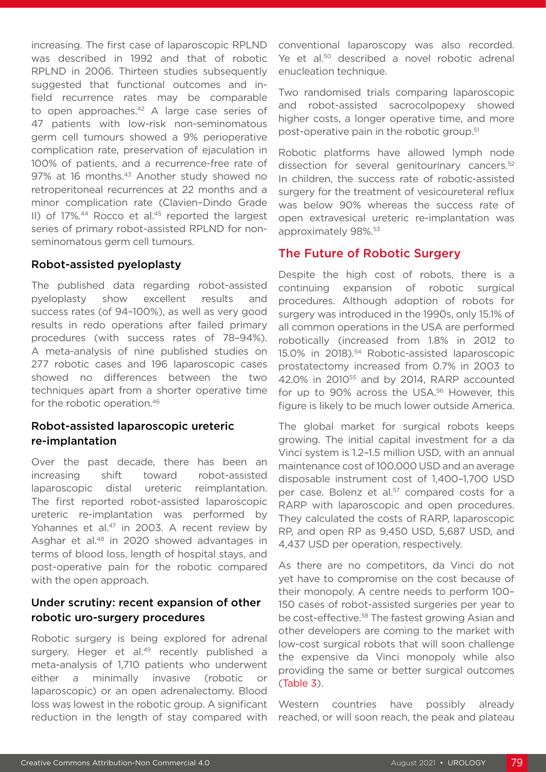increasing. The first case of laparoscopic RPLND was described in 1992 and that of robotic RPLND in 2006. Thirteen studies subsequently suggested that functional outcomes and in-field recurrence rates may be comparable to open approaches.[42] A large case series of 47 patients with low-risk non-seminomatous germ cell tumours showed a 9% perioperative complication rate, preservation of ejaculation in 100% of patients, and a recurrence-free rate of 97% at 16 months.[43] Another study showed no retroperitoneal recurrences at 22 months and a minor complication rate (Clavien–Dindo Grade II) of 17%.[44] Rocco et al.[45] reported the largest series of primary robot-assisted RPLND for non-seminomatous germ cell tumours.

### Robot-assisted pyeloplasty

The published data regarding robot-assisted pyeloplasty show excellent results and success rates (of 94–100%), as well as very good results in redo operations after failed primary procedures (with success rates of 78–94%). A meta-analysis of nine published studies on 277 robotic cases and 196 laparoscopic cases showed no differences between the two techniques apart from a shorter operative time for the robotic operation.[46]

### Robot-assisted laparoscopic ureteric re-implantation

Over the past decade, there has been an increasing shift toward robot-assisted laparoscopic distal ureteric reimplantation. The first reported robot-assisted laparoscopic ureteric re-implantation was performed by Yohannes et al.[47] in 2003. A recent review by Asghar et al.[48] in 2020 showed advantages in terms of blood loss, length of hospital stays, and post-operative pain for the robotic compared with the open approach.

### Under scrutiny: recent expansion of other robotic uro-surgery procedures

Robotic surgery is being explored for adrenal surgery. Heger et al.[49] recently published a meta-analysis of 1,710 patients who underwent either a minimally invasive (robotic or laparoscopic) or an open adrenalectomy. Blood loss was lowest in the robotic group. A significant reduction in the length of stay compared with conventional laparoscopy was also recorded. Ye et al.[50] described a novel robotic adrenal enucleation technique.

Two randomised trials comparing laparoscopic and robot-assisted sacrocolpopexy showed higher costs, a longer operative time, and more post-operative pain in the robotic group.[51]

Robotic platforms have allowed lymph node dissection for several genitourinary cancers.[52] In children, the success rate of robotic-assisted surgery for the treatment of vesicoureteral reflux was below 90% whereas the success rate of open extravesical ureteric re-implantation was approximately 98%.[53]

## The Future of Robotic Surgery

Despite the high cost of robots, there is a continuing expansion of robotic surgical procedures. Although adoption of robots for surgery was introduced in the 1990s, only 15.1% of all common operations in the USA are performed robotically (increased from 1.8% in 2012 to 15.0% in 2018).[54] Robotic-assisted laparoscopic prostatectomy increased from 0.7% in 2003 to 42.0% in 2010[55] and by 2014, RARP accounted for up to 90% across the USA.[56] However, this figure is likely to be much lower outside America.

The global market for surgical robots keeps growing. The initial capital investment for a da Vinci system is 1.2–1.5 million USD, with an annual maintenance cost of 100,000 USD and an average disposable instrument cost of 1,400–1,700 USD per case. Bolenz et al.[57] compared costs for a RARP with laparoscopic and open procedures. They calculated the costs of RARP, laparoscopic RP, and open RP as 9,450 USD, 5,687 USD, and 4,437 USD per operation, respectively.

As there are no competitors, da Vinci do not yet have to compromise on the cost because of their monopoly. A centre needs to perform 100–150 cases of robot-assisted surgeries per year to be cost-effective.[58] The fastest growing Asian and other developers are coming to the market with low-cost surgical robots that will soon challenge the expensive da Vinci monopoly while also providing the same or better surgical outcomes (Table 3).

Western countries have possibly already reached, or will soon reach, the peak and plateau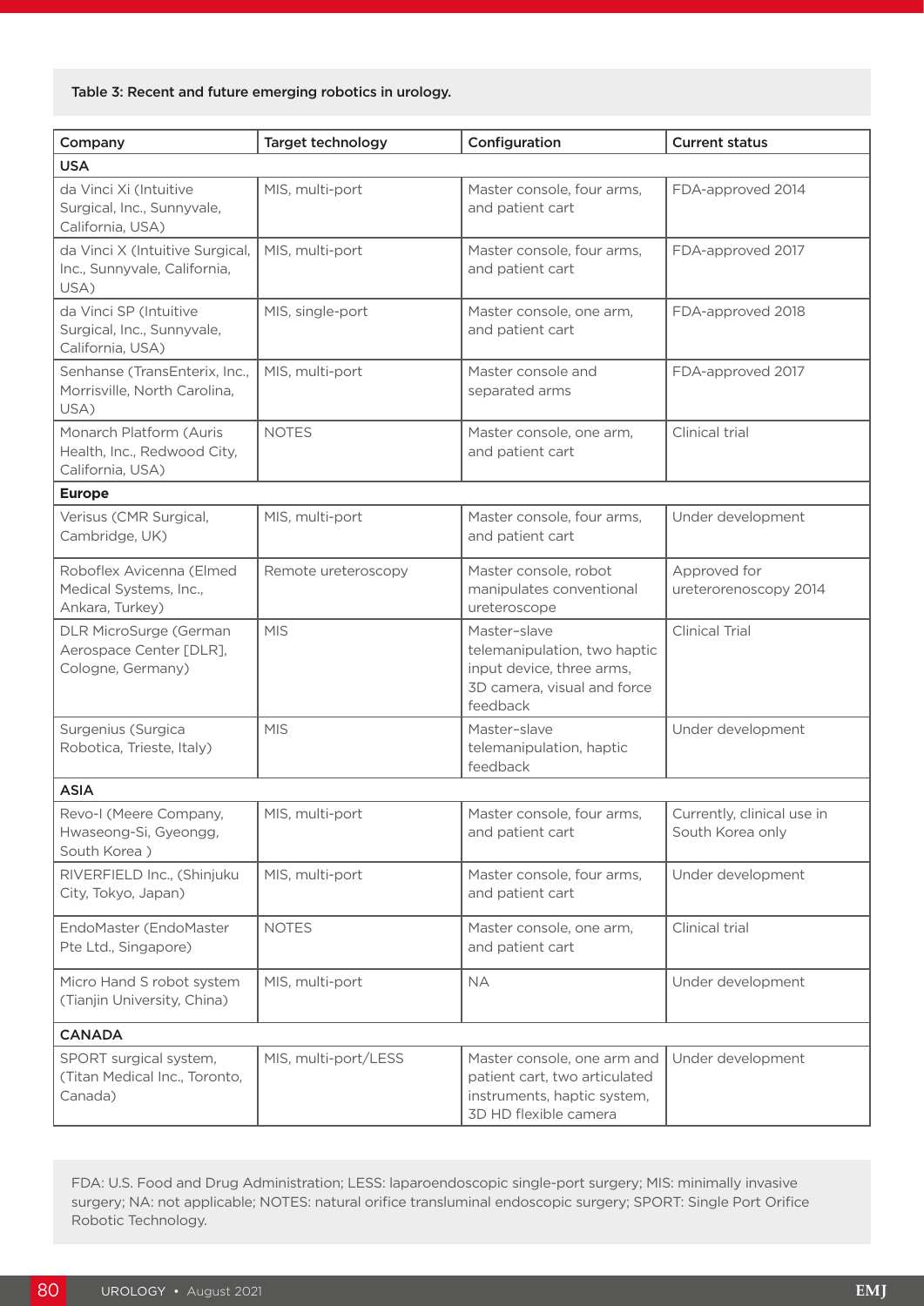Table 3: Recent and future emerging robotics in urology.

| Company | Target technology | Configuration | Current status |
|---|---|---|---|
| **USA** | | | |
| da Vinci Xi (Intuitive Surgical, Inc., Sunnyvale, California, USA) | MIS, multi-port | Master console, four arms, and patient cart | FDA-approved 2014 |
| da Vinci X (Intuitive Surgical, Inc., Sunnyvale, California, USA) | MIS, multi-port | Master console, four arms, and patient cart | FDA-approved 2017 |
| da Vinci SP (Intuitive Surgical, Inc., Sunnyvale, California, USA) | MIS, single-port | Master console, one arm, and patient cart | FDA-approved 2018 |
| Senhanse (TransEnterix, Inc., Morrisville, North Carolina, USA) | MIS, multi-port | Master console and separated arms | FDA-approved 2017 |
| Monarch Platform (Auris Health, Inc., Redwood City, California, USA) | NOTES | Master console, one arm, and patient cart | Clinical trial |
| **Europe** | | | |
| Verisus (CMR Surgical, Cambridge, UK) | MIS, multi-port | Master console, four arms, and patient cart | Under development |
| Roboflex Avicenna (Elmed Medical Systems, Inc., Ankara, Turkey) | Remote ureteroscopy | Master console, robot manipulates conventional ureteroscope | Approved for ureterorenoscopy 2014 |
| DLR MicroSurge (German Aerospace Center [DLR], Cologne, Germany) | MIS | Master–slave telemanipulation, two haptic input device, three arms, 3D camera, visual and force feedback | Clinical Trial |
| Surgenius (Surgica Robotica, Trieste, Italy) | MIS | Master–slave telemanipulation, haptic feedback | Under development |
| **ASIA** | | | |
| Revo-I (Meere Company, Hwaseong-Si, Gyeongg, South Korea ) | MIS, multi-port | Master console, four arms, and patient cart | Currently, clinical use in South Korea only |
| RIVERFIELD Inc., (Shinjuku City, Tokyo, Japan) | MIS, multi-port | Master console, four arms, and patient cart | Under development |
| EndoMaster (EndoMaster Pte Ltd., Singapore) | NOTES | Master console, one arm, and patient cart | Clinical trial |
| Micro Hand S robot system (Tianjin University, China) | MIS, multi-port | NA | Under development |
| **CANADA** | | | |
| SPORT surgical system, (Titan Medical Inc., Toronto, Canada) | MIS, multi-port/LESS | Master console, one arm and patient cart, two articulated instruments, haptic system, 3D HD flexible camera | Under development |

FDA: U.S. Food and Drug Administration; LESS: laparoendoscopic single-port surgery; MIS: minimally invasive surgery; NA: not applicable; NOTES: natural orifice transluminal endoscopic surgery; SPORT: Single Port Orifice Robotic Technology.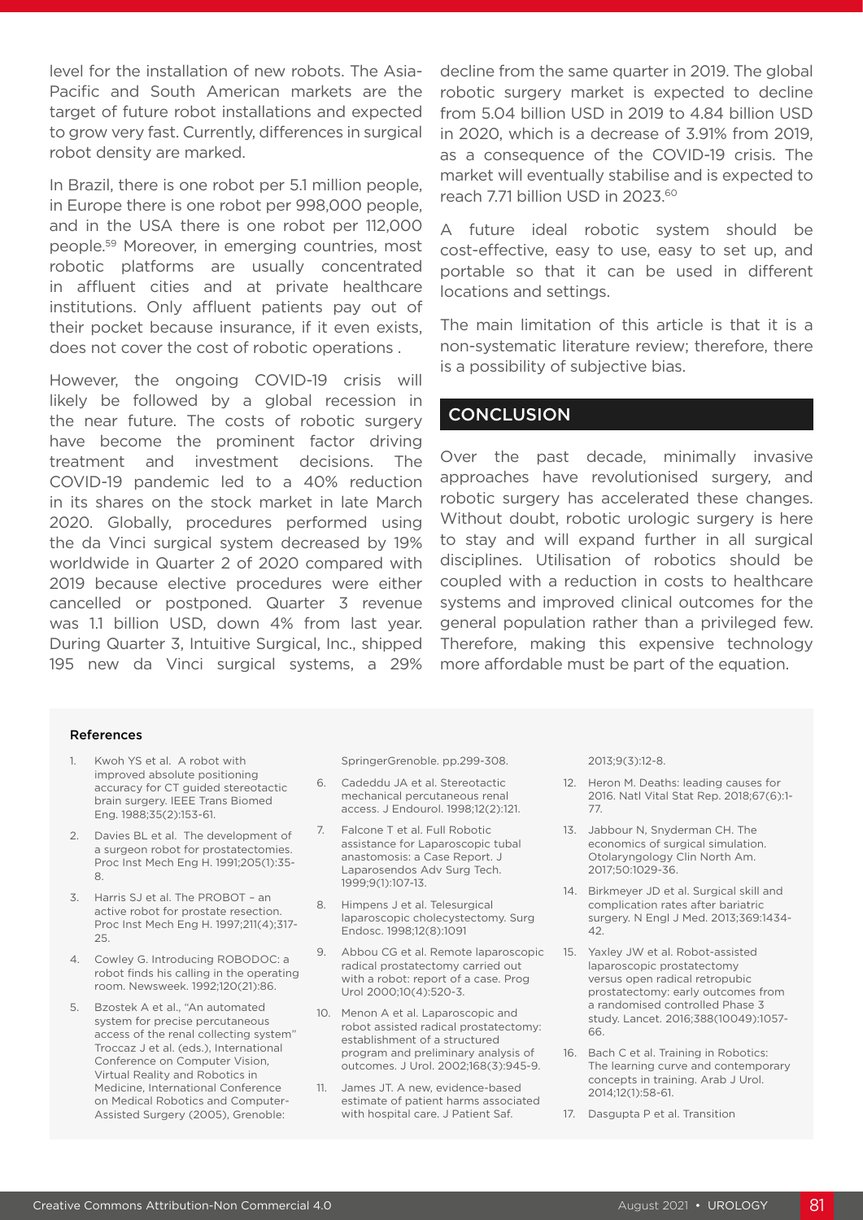level for the installation of new robots. The Asia-Pacific and South American markets are the target of future robot installations and expected to grow very fast. Currently, differences in surgical robot density are marked.

In Brazil, there is one robot per 5.1 million people, in Europe there is one robot per 998,000 people, and in the USA there is one robot per 112,000 people.[59] Moreover, in emerging countries, most robotic platforms are usually concentrated in affluent cities and at private healthcare institutions. Only affluent patients pay out of their pocket because insurance, if it even exists, does not cover the cost of robotic operations .

However, the ongoing COVID-19 crisis will likely be followed by a global recession in the near future. The costs of robotic surgery have become the prominent factor driving treatment and investment decisions. The COVID-19 pandemic led to a 40% reduction in its shares on the stock market in late March 2020. Globally, procedures performed using the da Vinci surgical system decreased by 19% worldwide in Quarter 2 of 2020 compared with 2019 because elective procedures were either cancelled or postponed. Quarter 3 revenue was 1.1 billion USD, down 4% from last year. During Quarter 3, Intuitive Surgical, Inc., shipped 195 new da Vinci surgical systems, a 29% decline from the same quarter in 2019. The global robotic surgery market is expected to decline from 5.04 billion USD in 2019 to 4.84 billion USD in 2020, which is a decrease of 3.91% from 2019, as a consequence of the COVID-19 crisis. The market will eventually stabilise and is expected to reach 7.71 billion USD in 2023.[60]

A future ideal robotic system should be cost-effective, easy to use, easy to set up, and portable so that it can be used in different locations and settings.

The main limitation of this article is that it is a non-systematic literature review; therefore, there is a possibility of subjective bias.

## CONCLUSION

Over the past decade, minimally invasive approaches have revolutionised surgery, and robotic surgery has accelerated these changes. Without doubt, robotic urologic surgery is here to stay and will expand further in all surgical disciplines. Utilisation of robotics should be coupled with a reduction in costs to healthcare systems and improved clinical outcomes for the general population rather than a privileged few. Therefore, making this expensive technology more affordable must be part of the equation.

### References

1. Kwoh YS et al. A robot with improved absolute positioning accuracy for CT guided stereotactic brain surgery. IEEE Trans Biomed Eng. 1988;35(2):153-61.
2. Davies BL et al. The development of a surgeon robot for prostatectomies. Proc Inst Mech Eng H. 1991;205(1):35-8.
3. Harris SJ et al. The PROBOT – an active robot for prostate resection. Proc Inst Mech Eng H. 1997;211(4);317-25.
4. Cowley G. Introducing ROBODOC: a robot finds his calling in the operating room. Newsweek. 1992;120(21):86.
5. Bzostek A et al., "An automated system for precise percutaneous access of the renal collecting system" Troccaz J et al. (eds.), International Conference on Computer Vision, Virtual Reality and Robotics in Medicine, International Conference on Medical Robotics and Computer-Assisted Surgery (2005), Grenoble: SpringerGrenoble. pp.299-308.
6. Cadeddu JA et al. Stereotactic mechanical percutaneous renal access. J Endourol. 1998;12(2):121.
7. Falcone T et al. Full Robotic assistance for Laparoscopic tubal anastomosis: a Case Report. J Laparosendos Adv Surg Tech. 1999;9(1):107-13.
8. Himpens J et al. Telesurgical laparoscopic cholecystectomy. Surg Endosc. 1998;12(8):1091
9. Abbou CG et al. Remote laparoscopic radical prostatectomy carried out with a robot: report of a case. Prog Urol 2000;10(4):520-3.
10. Menon A et al. Laparoscopic and robot assisted radical prostatectomy: establishment of a structured program and preliminary analysis of outcomes. J Urol. 2002;168(3):945-9.
11. James JT. A new, evidence-based estimate of patient harms associated with hospital care. J Patient Saf. 2013;9(3):12-8.
12. Heron M. Deaths: leading causes for 2016. Natl Vital Stat Rep. 2018;67(6):1-77.
13. Jabbour N, Snyderman CH. The economics of surgical simulation. Otolaryngology Clin North Am. 2017;50:1029-36.
14. Birkmeyer JD et al. Surgical skill and complication rates after bariatric surgery. N Engl J Med. 2013;369:1434-42.
15. Yaxley JW et al. Robot-assisted laparoscopic prostatectomy versus open radical retropubic prostatectomy: early outcomes from a randomised controlled Phase 3 study. Lancet. 2016;388(10049):1057-66.
16. Bach C et al. Training in Robotics: The learning curve and contemporary concepts in training. Arab J Urol. 2014;12(1):58-61.
17. Dasgupta P et al. Transition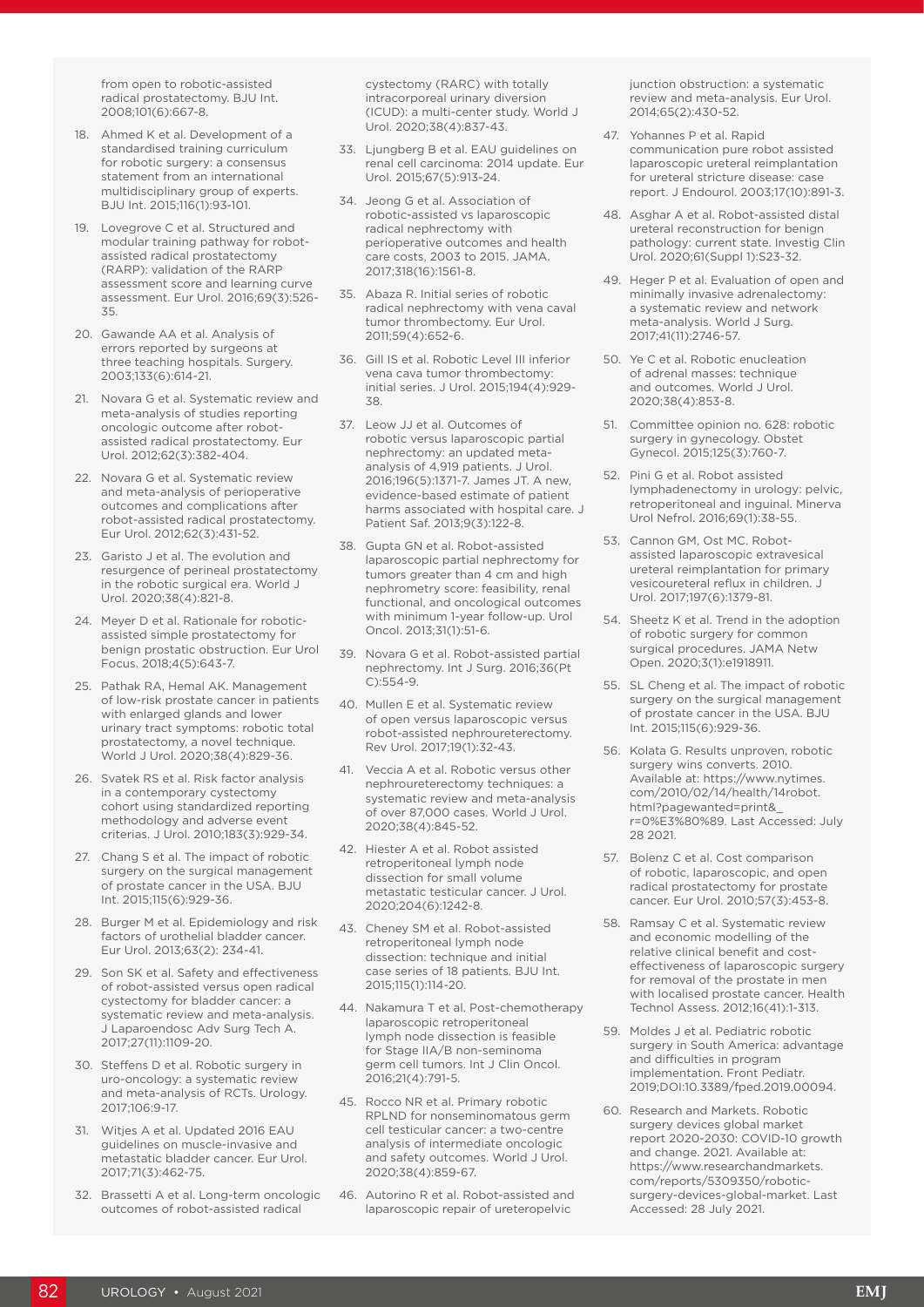from open to robotic-assisted radical prostatectomy. BJU Int. 2008;101(6):667-8.

18. Ahmed K et al. Development of a standardised training curriculum for robotic surgery: a consensus statement from an international multidisciplinary group of experts. BJU Int. 2015;116(1):93-101.
19. Lovegrove C et al. Structured and modular training pathway for robot-assisted radical prostatectomy (RARP): validation of the RARP assessment score and learning curve assessment. Eur Urol. 2016;69(3):526-35.
20. Gawande AA et al. Analysis of errors reported by surgeons at three teaching hospitals. Surgery. 2003;133(6):614-21.
21. Novara G et al. Systematic review and meta-analysis of studies reporting oncologic outcome after robot-assisted radical prostatectomy. Eur Urol. 2012;62(3):382-404.
22. Novara G et al. Systematic review and meta-analysis of perioperative outcomes and complications after robot-assisted radical prostatectomy. Eur Urol. 2012;62(3):431-52.
23. Garisto J et al. The evolution and resurgence of perineal prostatectomy in the robotic surgical era. World J Urol. 2020;38(4):821-8.
24. Meyer D et al. Rationale for robotic-assisted simple prostatectomy for benign prostatic obstruction. Eur Urol Focus. 2018;4(5):643-7.
25. Pathak RA, Hemal AK. Management of low-risk prostate cancer in patients with enlarged glands and lower urinary tract symptoms: robotic total prostatectomy, a novel technique. World J Urol. 2020;38(4):829-36.
26. Svatek RS et al. Risk factor analysis in a contemporary cystectomy cohort using standardized reporting methodology and adverse event criterias. J Urol. 2010;183(3):929-34.
27. Chang S et al. The impact of robotic surgery on the surgical management of prostate cancer in the USA. BJU Int. 2015;115(6):929-36.
28. Burger M et al. Epidemiology and risk factors of urothelial bladder cancer. Eur Urol. 2013;63(2): 234-41.
29. Son SK et al. Safety and effectiveness of robot-assisted versus open radical cystectomy for bladder cancer: a systematic review and meta-analysis. J Laparoendosc Adv Surg Tech A. 2017;27(11):1109-20.
30. Steffens D et al. Robotic surgery in uro-oncology: a systematic review and meta-analysis of RCTs. Urology. 2017;106:9-17.
31. Witjes A et al. Updated 2016 EAU guidelines on muscle-invasive and metastatic bladder cancer. Eur Urol. 2017;71(3):462-75.
32. Brassetti A et al. Long-term oncologic outcomes of robot-assisted radical cystectomy (RARC) with totally intracorporeal urinary diversion (ICUD): a multi-center study. World J Urol. 2020;38(4):837-43.
33. Ljungberg B et al. EAU guidelines on renal cell carcinoma: 2014 update. Eur Urol. 2015;67(5):913-24.
34. Jeong G et al. Association of robotic-assisted vs laparoscopic radical nephrectomy with perioperative outcomes and health care costs, 2003 to 2015. JAMA. 2017;318(16):1561-8.
35. Abaza R. Initial series of robotic radical nephrectomy with vena caval tumor thrombectomy. Eur Urol. 2011;59(4):652-6.
36. Gill IS et al. Robotic Level III inferior vena cava tumor thrombectomy: initial series. J Urol. 2015;194(4):929-38.
37. Leow JJ et al. Outcomes of robotic versus laparoscopic partial nephrectomy: an updated meta-analysis of 4,919 patients. J Urol. 2016;196(5):1371-7. James JT. A new, evidence-based estimate of patient harms associated with hospital care. J Patient Saf. 2013;9(3):122-8.
38. Gupta GN et al. Robot-assisted laparoscopic partial nephrectomy for tumors greater than 4 cm and high nephrometry score: feasibility, renal functional, and oncological outcomes with minimum 1-year follow-up. Urol Oncol. 2013;31(1):51-6.
39. Novara G et al. Robot-assisted partial nephrectomy. Int J Surg. 2016;36(Pt C):554-9.
40. Mullen E et al. Systematic review of open versus laparoscopic versus robot-assisted nephroureterectomy. Rev Urol. 2017;19(1):32-43.
41. Veccia A et al. Robotic versus other nephroureterectomy techniques: a systematic review and meta-analysis of over 87,000 cases. World J Urol. 2020;38(4):845-52.
42. Hiester A et al. Robot assisted retroperitoneal lymph node dissection for small volume metastatic testicular cancer. J Urol. 2020;204(6):1242-8.
43. Cheney SM et al. Robot-assisted retroperitoneal lymph node dissection: technique and initial case series of 18 patients. BJU Int. 2015;115(1):114-20.
44. Nakamura T et al. Post-chemotherapy laparoscopic retroperitoneal lymph node dissection is feasible for Stage IIA/B non-seminoma germ cell tumors. Int J Clin Oncol. 2016;21(4):791-5.
45. Rocco NR et al. Primary robotic RPLND for nonseminomatous germ cell testicular cancer: a two-centre analysis of intermediate oncologic and safety outcomes. World J Urol. 2020;38(4):859-67.
46. Autorino R et al. Robot-assisted and laparoscopic repair of ureteropelvic junction obstruction: a systematic review and meta-analysis. Eur Urol. 2014;65(2):430-52.
47. Yohannes P et al. Rapid communication pure robot assisted laparoscopic ureteral reimplantation for ureteral stricture disease: case report. J Endourol. 2003;17(10):891-3.
48. Asghar A et al. Robot-assisted distal ureteral reconstruction for benign pathology: current state. Investig Clin Urol. 2020;61(Suppl 1):S23-32.
49. Heger P et al. Evaluation of open and minimally invasive adrenalectomy: a systematic review and network meta-analysis. World J Surg. 2017;41(11):2746-57.
50. Ye C et al. Robotic enucleation of adrenal masses: technique and outcomes. World J Urol. 2020;38(4):853-8.
51. Committee opinion no. 628: robotic surgery in gynecology. Obstet Gynecol. 2015;125(3):760-7.
52. Pini G et al. Robot assisted lymphadenectomy in urology: pelvic, retroperitoneal and inguinal. Minerva Urol Nefrol. 2016;69(1):38-55.
53. Cannon GM, Ost MC. Robot-assisted laparoscopic extravesical ureteral reimplantation for primary vesicoureteral reflux in children. J Urol. 2017;197(6):1379-81.
54. Sheetz K et al. Trend in the adoption of robotic surgery for common surgical procedures. JAMA Netw Open. 2020;3(1):e1918911.
55. SL Cheng et al. The impact of robotic surgery on the surgical management of prostate cancer in the USA. BJU Int. 2015;115(6):929-36.
56. Kolata G. Results unproven, robotic surgery wins converts. 2010. Available at: https://www.nytimes.com/2010/02/14/health/14robot.html?pagewanted=print&_r=0%E3%80%89. Last Accessed: July 28 2021.
57. Bolenz C et al. Cost comparison of robotic, laparoscopic, and open radical prostatectomy for prostate cancer. Eur Urol. 2010;57(3):453-8.
58. Ramsay C et al. Systematic review and economic modelling of the relative clinical benefit and cost-effectiveness of laparoscopic surgery for removal of the prostate in men with localised prostate cancer. Health Technol Assess. 2012;16(41):1-313.
59. Moldes J et al. Pediatric robotic surgery in South America: advantage and difficulties in program implementation. Front Pediatr. 2019;DOI:10.3389/fped.2019.00094.
60. Research and Markets. Robotic surgery devices global market report 2020-2030: COVID-10 growth and change. 2021. Available at: https://www.researchandmarkets.com/reports/5309350/robotic-surgery-devices-global-market. Last Accessed: 28 July 2021.